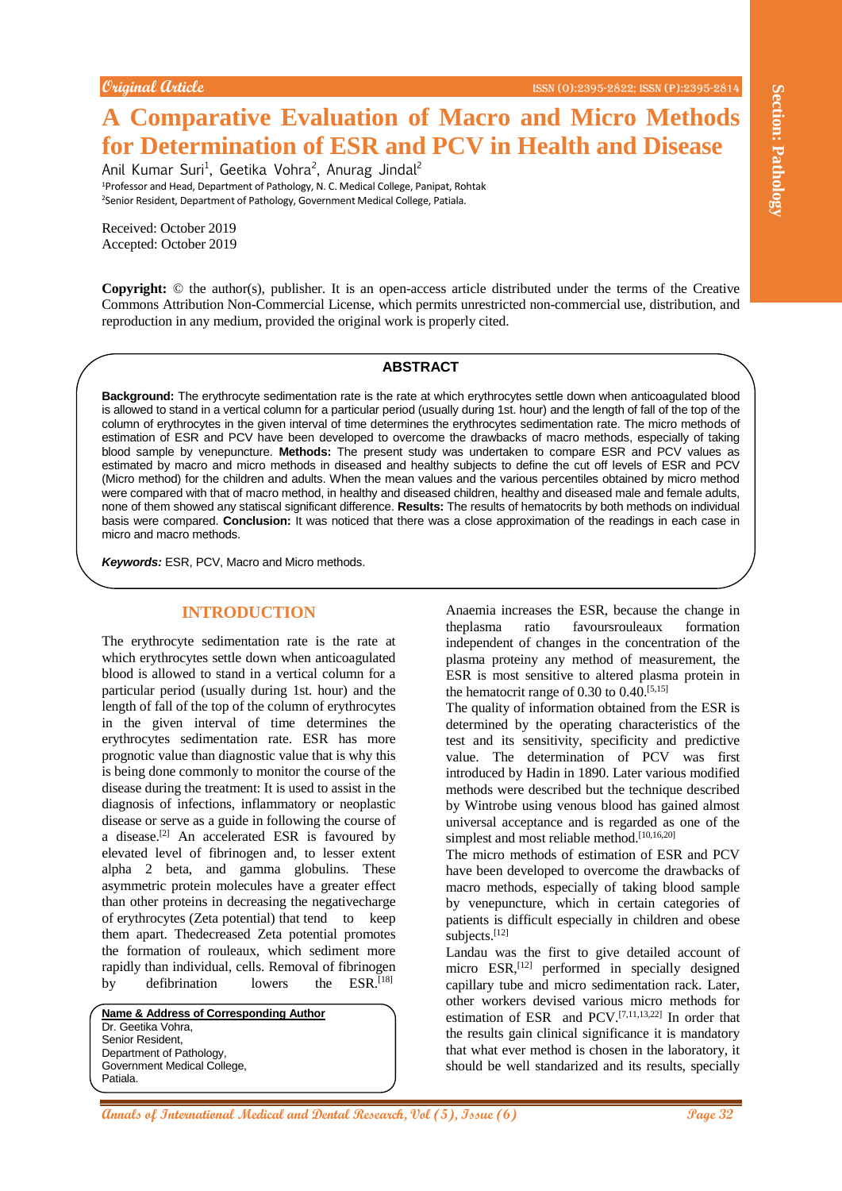Original Article

# A Comparative Evaluation of Macro and Micro Methods for Determination of ESR and PCV in Health and Disease

Anil Kumar Suri[1], Geetika Vohra[2], Anurag Jindal[2]

[1]Professor and Head, Department of Pathology, N. C. Medical College, Panipat, Rohtak
[2]Senior Resident, Department of Pathology, Government Medical College, Patiala.

Received: October 2019
Accepted: October 2019

**Copyright:** © the author(s), publisher. It is an open-access article distributed under the terms of the Creative Commons Attribution Non-Commercial License, which permits unrestricted non-commercial use, distribution, and reproduction in any medium, provided the original work is properly cited.

## ABSTRACT

**Background:** The erythrocyte sedimentation rate is the rate at which erythrocytes settle down when anticoagulated blood is allowed to stand in a vertical column for a particular period (usually during 1st. hour) and the length of fall of the top of the column of erythrocytes in the given interval of time determines the erythrocytes sedimentation rate. The micro methods of estimation of ESR and PCV have been developed to overcome the drawbacks of macro methods, especially of taking blood sample by venepuncture. **Methods:** The present study was undertaken to compare ESR and PCV values as estimated by macro and micro methods in diseased and healthy subjects to define the cut off levels of ESR and PCV (Micro method) for the children and adults. When the mean values and the various percentiles obtained by micro method were compared with that of macro method, in healthy and diseased children, healthy and diseased male and female adults, none of them showed any statiscal significant difference. **Results:** The results of hematocrits by both methods on individual basis were compared. **Conclusion:** It was noticed that there was a close approximation of the readings in each case in micro and macro methods.

***Keywords:*** ESR, PCV, Macro and Micro methods.

## INTRODUCTION

The erythrocyte sedimentation rate is the rate at which erythrocytes settle down when anticoagulated blood is allowed to stand in a vertical column for a particular period (usually during 1st. hour) and the length of fall of the top of the column of erythrocytes in the given interval of time determines the erythrocytes sedimentation rate. ESR has more prognotic value than diagnostic value that is why this is being done commonly to monitor the course of the disease during the treatment: It is used to assist in the diagnosis of infections, inflammatory or neoplastic disease or serve as a guide in following the course of a disease.[2] An accelerated ESR is favoured by elevated level of fibrinogen and, to lesser extent alpha 2 beta, and gamma globulins. These asymmetric protein molecules have a greater effect than other proteins in decreasing the negativecharge of erythrocytes (Zeta potential) that tend to keep them apart. Thedecreased Zeta potential promotes the formation of rouleaux, which sediment more rapidly than individual, cells. Removal of fibrinogen by defibrination lowers the ESR.[18]

**Name & Address of Corresponding Author**
Dr. Geetika Vohra,
Senior Resident,
Department of Pathology,
Government Medical College,
Patiala.

Anaemia increases the ESR, because the change in theplasma ratio favoursrouleaux formation independent of changes in the concentration of the plasma proteiny any method of measurement, the ESR is most sensitive to altered plasma protein in the hematocrit range of 0.30 to 0.40.[5,15]

The quality of information obtained from the ESR is determined by the operating characteristics of the test and its sensitivity, specificity and predictive value. The determination of PCV was first introduced by Hadin in 1890. Later various modified methods were described but the technique described by Wintrobe using venous blood has gained almost universal acceptance and is regarded as one of the simplest and most reliable method.[10,16,20]

The micro methods of estimation of ESR and PCV have been developed to overcome the drawbacks of macro methods, especially of taking blood sample by venepuncture, which in certain categories of patients is difficult especially in children and obese subjects.[12]

Landau was the first to give detailed account of micro ESR,[12] performed in specially designed capillary tube and micro sedimentation rack. Later, other workers devised various micro methods for estimation of ESR and PCV.[7,11,13,22] In order that the results gain clinical significance it is mandatory that what ever method is chosen in the laboratory, it should be well standarized and its results, specially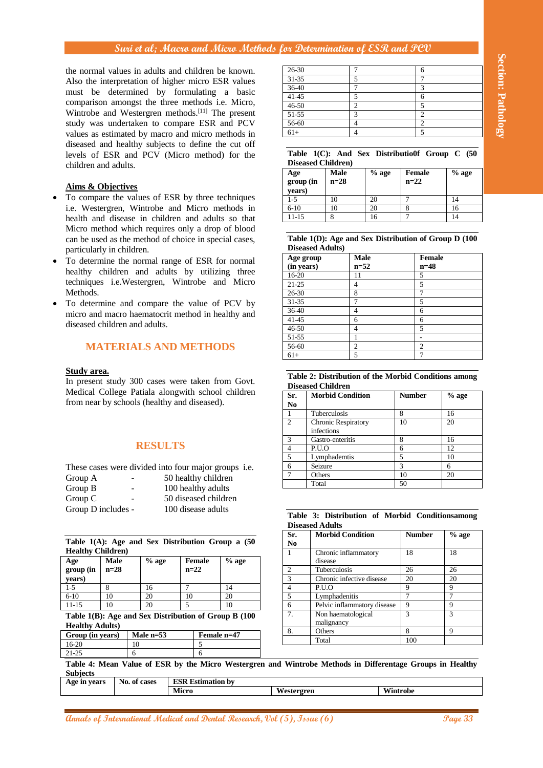the normal values in adults and children be known. Also the interpretation of higher micro ESR values must be determined by formulating a basic comparison amongst the three methods i.e. Micro, Wintrobe and Westergren methods.[11] The present study was undertaken to compare ESR and PCV values as estimated by macro and micro methods in diseased and healthy subjects to define the cut off levels of ESR and PCV (Micro method) for the children and adults.

**Aims & Objectives**

- To compare the values of ESR by three techniques i.e. Westergren, Wintrobe and Micro methods in health and disease in children and adults so that Micro method which requires only a drop of blood can be used as the method of choice in special cases, particularly in children.
- To determine the normal range of ESR for normal healthy children and adults by utilizing three techniques i.e.Westergren, Wintrobe and Micro Methods.
- To determine and compare the value of PCV by micro and macro haematocrit method in healthy and diseased children and adults.

## MATERIALS AND METHODS

**Study area.**

In present study 300 cases were taken from Govt. Medical College Patiala alongwith school children from near by schools (healthy and diseased).

## RESULTS

These cases were divided into four major groups i.e.

Group A - 50 healthy children
Group B - 100 healthy adults
Group C - 50 diseased children
Group D includes - 100 disease adults

**Table 1(A): Age and Sex Distribution Group a (50 Healthy Children)**

| Age group (in years) | Male n=28 | % age | Female n=22 | % age |
|---|---|---|---|---|
| 1-5 | 8 | 16 | 7 | 14 |
| 6-10 | 10 | 20 | 10 | 20 |
| 11-15 | 10 | 20 | 5 | 10 |

**Table 1(B): Age and Sex Distribution of Group B (100 Healthy Adults)**

| Group (in years) | Male n=53 | Female n=47 |
|---|---|---|
| 16-20 | 10 | 5 |
| 21-25 | 6 | 6 |
| 26-30 | 7 | 6 |
| 31-35 | 5 | 7 |
| 36-40 | 7 | 3 |
| 41-45 | 5 | 6 |
| 46-50 | 2 | 5 |
| 51-55 | 3 | 2 |
| 56-60 | 4 | 2 |
| 61+ | 4 | 5 |

**Table 1(C): And Sex Distributio0f Group C (50 Diseased Children)**

| Age group (in years) | Male n=28 | % age | Female n=22 | % age |
|---|---|---|---|---|
| 1-5 | 10 | 20 | 7 | 14 |
| 6-10 | 10 | 20 | 8 | 16 |
| 11-15 | 8 | 16 | 7 | 14 |

**Table 1(D): Age and Sex Distribution of Group D (100 Diseased Adults)**

| Age group (in years) | Male n=52 | Female n=48 |
|---|---|---|
| 16-20 | 11 | 5 |
| 21-25 | 4 | 5 |
| 26-30 | 8 | 7 |
| 31-35 | 7 | 5 |
| 36-40 | 4 | 6 |
| 41-45 | 6 | 6 |
| 46-50 | 4 | 5 |
| 51-55 | 1 | - |
| 56-60 | 2 | 2 |
| 61+ | 5 | 7 |

**Table 2: Distribution of the Morbid Conditions among Diseased Children**

| Sr. No | Morbid Condition | Number | % age |
|---|---|---|---|
| 1 | Tuberculosis | 8 | 16 |
| 2 | Chronic Respiratory infections | 10 | 20 |
| 3 | Gastro-enteritis | 8 | 16 |
| 4 | P.U.O | 6 | 12 |
| 5 | Lymphademtis | 5 | 10 |
| 6 | Seizure | 3 | 6 |
| 7 | Others | 10 | 20 |
| | Total | 50 | |

**Table 3: Distribution of Morbid Conditionsamong Diseased Adults**

| Sr. No | Morbid Condition | Number | % age |
|---|---|---|---|
| 1 | Chronic inflammatory disease | 18 | 18 |
| 2 | Tuberculosis | 26 | 26 |
| 3 | Chronic infective disease | 20 | 20 |
| 4 | P.U.O | 9 | 9 |
| 5 | Lymphadenitis | 7 | 7 |
| 6 | Pelvic inflammatory disease | 9 | 9 |
| 7. | Non haematological malignancy | 3 | 3 |
| 8. | Others | 8 | 9 |
| | Total | 100 | |

**Table 4: Mean Value of ESR by the Micro Westergren and Wintrobe Methods in Differentage Groups in Healthy Subjects**

| Age in years | No. of cases | ESR Estimation by | | |
|---|---|---|---|---|
| | | Micro | Westergren | Wintrobe |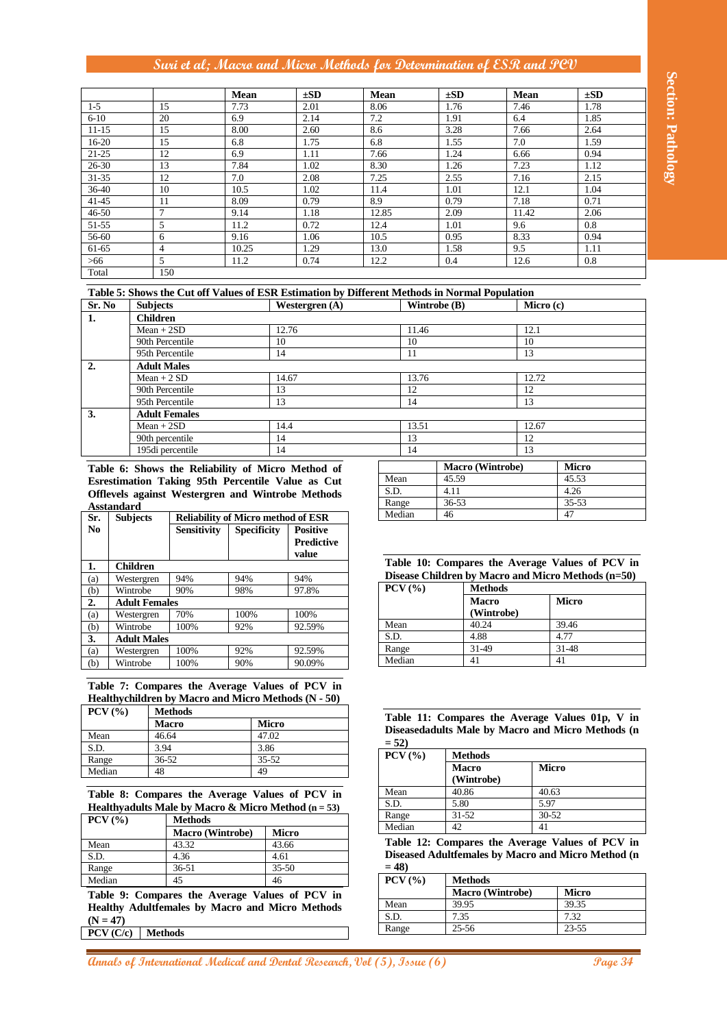| | | Mean | ±SD | Mean | ±SD | Mean | ±SD |
|---|---|---|---|---|---|---|---|
| 1-5 | 15 | 7.73 | 2.01 | 8.06 | 1.76 | 7.46 | 1.78 |
| 6-10 | 20 | 6.9 | 2.14 | 7.2 | 1.91 | 6.4 | 1.85 |
| 11-15 | 15 | 8.00 | 2.60 | 8.6 | 3.28 | 7.66 | 2.64 |
| 16-20 | 15 | 6.8 | 1.75 | 6.8 | 1.55 | 7.0 | 1.59 |
| 21-25 | 12 | 6.9 | 1.11 | 7.66 | 1.24 | 6.66 | 0.94 |
| 26-30 | 13 | 7.84 | 1.02 | 8.30 | 1.26 | 7.23 | 1.12 |
| 31-35 | 12 | 7.0 | 2.08 | 7.25 | 2.55 | 7.16 | 2.15 |
| 36-40 | 10 | 10.5 | 1.02 | 11.4 | 1.01 | 12.1 | 1.04 |
| 41-45 | 11 | 8.09 | 0.79 | 8.9 | 0.79 | 7.18 | 0.71 |
| 46-50 | 7 | 9.14 | 1.18 | 12.85 | 2.09 | 11.42 | 2.06 |
| 51-55 | 5 | 11.2 | 0.72 | 12.4 | 1.01 | 9.6 | 0.8 |
| 56-60 | 6 | 9.16 | 1.06 | 10.5 | 0.95 | 8.33 | 0.94 |
| 61-65 | 4 | 10.25 | 1.29 | 13.0 | 1.58 | 9.5 | 1.11 |
| >66 | 5 | 11.2 | 0.74 | 12.2 | 0.4 | 12.6 | 0.8 |
| Total | 150 | | | | | | |

**Table 5: Shows the Cut off Values of ESR Estimation by Different Methods in Normal Population**

| Sr. No | Subjects | Westergren (A) | Wintrobe (B) | Micro (c) |
|---|---|---|---|---|
| **1.** | **Children** | | | |
| | Mean + 2SD | 12.76 | 11.46 | 12.1 |
| | 90th Percentile | 10 | 10 | 10 |
| | 95th Percentile | 14 | 11 | 13 |
| **2.** | **Adult Males** | | | |
| | Mean + 2 SD | 14.67 | 13.76 | 12.72 |
| | 90th Percentile | 13 | 12 | 12 |
| | 95th Percentile | 13 | 14 | 13 |
| **3.** | **Adult Females** | | | |
| | Mean + 2SD | 14.4 | 13.51 | 12.67 |
| | 90th percentile | 14 | 13 | 12 |
| | 195di percentile | 14 | 14 | 13 |

**Table 6: Shows the Reliability of Micro Method of Esrestimation Taking 95th Percentile Value as Cut Offlevels against Westergren and Wintrobe Methods Asstandard**

| Sr. No | Subjects | Reliability of Micro method of ESR | | |
|---|---|---|---|---|
| | | Sensitivity | Specificity | Positive Predictive value |
| **1.** | **Children** | | | |
| (a) | Westergren | 94% | 94% | 94% |
| (b) | Wintrobe | 90% | 98% | 97.8% |
| **2.** | **Adult Females** | | | |
| (a) | Westergren | 70% | 100% | 100% |
| (b) | Wintrobe | 100% | 92% | 92.59% |
| **3.** | **Adult Males** | | | |
| (a) | Westergren | 100% | 92% | 92.59% |
| (b) | Wintrobe | 100% | 90% | 90.09% |

**Table 7: Compares the Average Values of PCV in Healthychildren by Macro and Micro Methods (N - 50)**

| PCV (%) | Methods | |
|---|---|---|
| | Macro | Micro |
| Mean | 46.64 | 47.02 |
| S.D. | 3.94 | 3.86 |
| Range | 36-52 | 35-52 |
| Median | 48 | 49 |

**Table 8: Compares the Average Values of PCV in Healthyadults Male by Macro & Micro Method (n = 53)**

| PCV (%) | Methods | |
|---|---|---|
| | Macro (Wintrobe) | Micro |
| Mean | 43.32 | 43.66 |
| S.D. | 4.36 | 4.61 |
| Range | 36-51 | 35-50 |
| Median | 45 | 46 |

**Table 9: Compares the Average Values of PCV in Healthy Adultfemales by Macro and Micro Methods (N = 47)**

| PCV (C/c) | Methods | |
|---|---|---|
| | Macro (Wintrobe) | Micro |
| Mean | 45.59 | 45.53 |
| S.D. | 4.11 | 4.26 |
| Range | 36-53 | 35-53 |
| Median | 46 | 47 |

**Table 10: Compares the Average Values of PCV in Disease Children by Macro and Micro Methods (n=50)**

| PCV (%) | Methods | |
|---|---|---|
| | Macro (Wintrobe) | Micro |
| Mean | 40.24 | 39.46 |
| S.D. | 4.88 | 4.77 |
| Range | 31-49 | 31-48 |
| Median | 41 | 41 |

**Table 11: Compares the Average Values 01p, V in Diseasedadults Male by Macro and Micro Methods (n = 52)**

| PCV (%) | Methods | |
|---|---|---|
| | Macro (Wintrobe) | Micro |
| Mean | 40.86 | 40.63 |
| S.D. | 5.80 | 5.97 |
| Range | 31-52 | 30-52 |
| Median | 42 | 41 |

**Table 12: Compares the Average Values of PCV in Diseased Adultfemales by Macro and Micro Method (n = 48)**

| PCV (%) | Methods | |
|---|---|---|
| | Macro (Wintrobe) | Micro |
| Mean | 39.95 | 39.35 |
| S.D. | 7.35 | 7.32 |
| Range | 25-56 | 23-55 |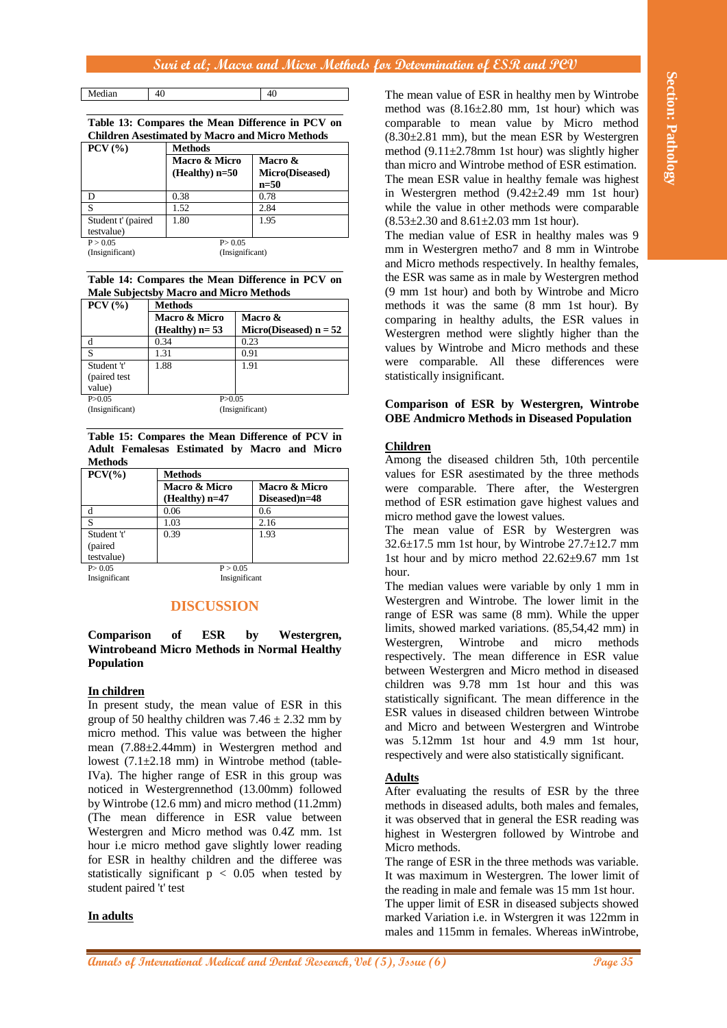| Median | 40 | 40 |
|---|---|---|

**Table 13: Compares the Mean Difference in PCV on Children Asestimated by Macro and Micro Methods**

| PCV (%) | Methods | |
|---|---|---|
| | Macro & Micro (Healthy) n=50 | Macro & Micro(Diseased) n=50 |
| D | 0.38 | 0.78 |
| S | 1.52 | 2.84 |
| Student t' (paired testvalue) | 1.80 | 1.95 |
| P > 0.05 (Insignificant) | P> 0.05 (Insignificant) | |

**Table 14: Compares the Mean Difference in PCV on Male Subjectsby Macro and Micro Methods**

| PCV (%) | Methods | |
|---|---|---|
| | Macro & Micro (Healthy) n= 53 | Macro & Micro(Diseased) n = 52 |
| d | 0.34 | 0.23 |
| S | 1.31 | 0.91 |
| Student 't' (paired test value) | 1.88 | 1.91 |
| P>0.05 (Insignificant) | P>0.05 (Insignificant) | |

**Table 15: Compares the Mean Difference of PCV in Adult Femalesas Estimated by Macro and Micro Methods**

| PCV(%) | Methods | |
|---|---|---|
| | Macro & Micro (Healthy) n=47 | Macro & Micro Diseased)n=48 |
| d | 0.06 | 0.6 |
| S | 1.03 | 2.16 |
| Student 't' (paired testvalue) | 0.39 | 1.93 |
| P> 0.05 Insignificant | P > 0.05 Insignificant | |

## DISCUSSION

### Comparison of ESR by Westergren, Wintrobeand Micro Methods in Normal Healthy Population

**In children**

In present study, the mean value of ESR in this group of 50 healthy children was 7.46 ± 2.32 mm by micro method. This value was between the higher mean (7.88±2.44mm) in Westergren method and lowest (7.1±2.18 mm) in Wintrobe method (table-IVa). The higher range of ESR in this group was noticed in Westergrennethod (13.00mm) followed by Wintrobe (12.6 mm) and micro method (11.2mm) (The mean difference in ESR value between Westergren and Micro method was 0.4Z mm. 1st hour i.e micro method gave slightly lower reading for ESR in healthy children and the differee was statistically significant $p < 0.05$ when tested by student paired 't' test

**In adults**

The mean value of ESR in healthy men by Wintrobe method was (8.16±2.80 mm, 1st hour) which was comparable to mean value by Micro method (8.30±2.81 mm), but the mean ESR by Westergren method (9.11±2.78mm 1st hour) was slightly higher than the micro and Wintrobe method of ESR estimation. The mean ESR value in healthy female was highest in Westergren method (9.42±2.49 mm 1st hour) while the value in other methods were comparable (8.53±2.30 and 8.61±2.03 mm 1st hour).

The median value of ESR in healthy males was 9 mm in Westergren metho7 and 8 mm in Wintrobe and Micro methods respectively. In healthy females, the ESR was same as in male by Westergren method (9 mm 1st hour) and both by Wintrobe and Micro methods it was the same (8 mm 1st hour). By comparing in healthy adults, the ESR values in Westergren method were slightly higher than the values by Wintrobe and Micro methods and these were comparable. All these differences were statistically insignificant.

### Comparison of ESR by Westergren, Wintrobe OBE Andmicro Methods in Diseased Population

**Children**

Among the diseased children 5th, 10th percentile values for ESR asestimated by the three methods were comparable. There after, the Westergren method of ESR estimation gave highest values and micro method gave the lowest values.

The mean value of ESR by Westergren was 32.6±17.5 mm 1st hour, by Wintrobe 27.7±12.7 mm 1st hour and by micro method 22.62±9.67 mm 1st hour.

The median values were variable by only 1 mm in Westergren and Wintrobe. The lower limit in the range of ESR was same (8 mm). While the upper limits, showed marked variations. (85,54,42 mm) in Westergren, Wintrobe and micro methods respectively. The mean difference in ESR value between Westergren and Micro method in diseased children was 9.78 mm 1st hour and this was statistically significant. The mean difference in the ESR values in diseased children between Wintrobe and Micro and between Westergren and Wintrobe was 5.12mm 1st hour and 4.9 mm 1st hour, respectively and were also statistically significant.

**Adults**

After evaluating the results of ESR by the three methods in diseased adults, both males and females, it was observed that in general the ESR reading was highest in Westergren followed by Wintrobe and Micro methods.

The range of ESR in the three methods was variable. It was maximum in Westergren. The lower limit of the reading in male and female was 15 mm 1st hour. The upper limit of ESR in diseased subjects showed marked Variation i.e. in Wstergren it was 122mm in males and 115mm in females. Whereas inWintrobe,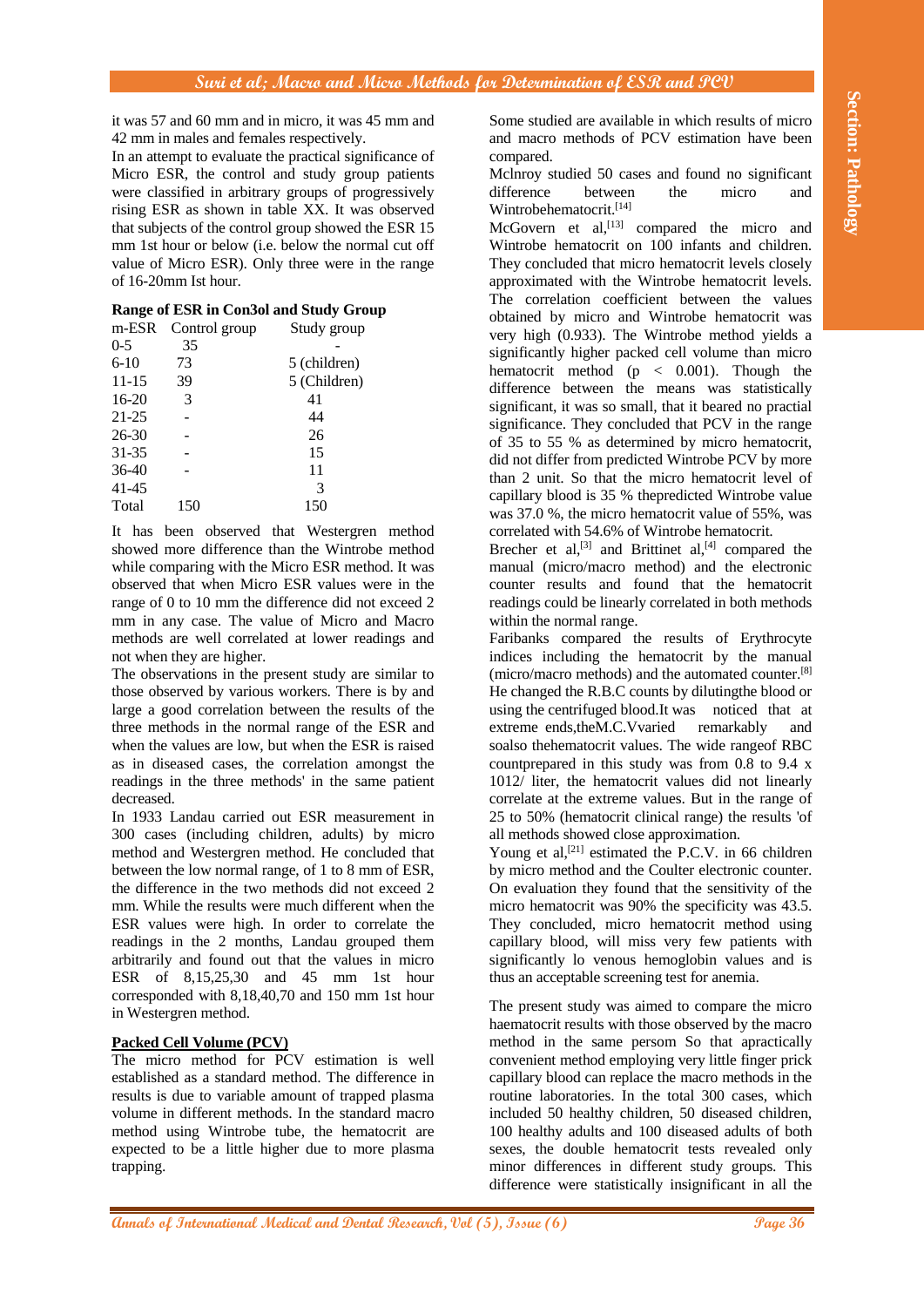it was 57 and 60 mm and in micro, it was 45 mm and 42 mm in males and females respectively.

In an attempt to evaluate the practical significance of Micro ESR, the control and study group patients were classified in arbitrary groups of progressively rising ESR as shown in table XX. It was observed that subjects of the control group showed the ESR 15 mm 1st hour or below (i.e. below the normal cut off value of Micro ESR). Only three were in the range of 16-20mm Ist hour.

**Range of ESR in Con3ol and Study Group**

| m-ESR | Control group | Study group |
|---|---|---|
| 0-5 | 35 | - |
| 6-10 | 73 | 5 (children) |
| 11-15 | 39 | 5 (Children) |
| 16-20 | 3 | 41 |
| 21-25 | - | 44 |
| 26-30 | - | 26 |
| 31-35 | - | 15 |
| 36-40 | - | 11 |
| 41-45 | | 3 |
| Total | 150 | 150 |

It has been observed that Westergren method showed more difference than the Wintrobe method while comparing with the Micro ESR method. It was observed that when Micro ESR values were in the range of 0 to 10 mm the difference did not exceed 2 mm in any case. The value of Micro and Macro methods are well correlated at lower readings and not when they are higher.

The observations in the present study are similar to those observed by various workers. There is by and large a good correlation between the results of the three methods in the normal range of the ESR and when the values are low, but when the ESR is raised as in diseased cases, the correlation amongst the readings in the three methods' in the same patient decreased.

In 1933 Landau carried out ESR measurement in 300 cases (including children, adults) by micro method and Westergren method. He concluded that between the low normal range, of 1 to 8 mm of ESR, the difference in the two methods did not exceed 2 mm. While the results were much different when the ESR values were high. In order to correlate the readings in the 2 months, Landau grouped them arbitrarily and found out that the values in micro ESR of 8,15,25,30 and 45 mm 1st hour corresponded with 8,18,40,70 and 150 mm 1st hour in Westergren method.

**Packed Cell Volume (PCV)**

The micro method for PCV estimation is well established as a standard method. The difference in results is due to variable amount of trapped plasma volume in different methods. In the standard macro method using Wintrobe tube, the hematocrit are expected to be a little higher due to more plasma trapping.

Some studied are available in which results of micro and macro methods of PCV estimation have been compared.

Mclnroy studied 50 cases and found no significant difference between the micro and Wintrobehematocrit.[14]

McGovern et al,[13] compared the micro and Wintrobe hematocrit on 100 infants and children. They concluded that micro hematocrit levels closely approximated with the Wintrobe hematocrit levels. The correlation coefficient between the values obtained by micro and Wintrobe hematocrit was very high (0.933). The Wintrobe method yields a significantly higher packed cell volume than micro hematocrit method ($p < 0.001$). Though the difference between the means was statistically significant, it was so small, that it beared no practial significance. They concluded that PCV in the range of 35 to 55 % as determined by micro hematocrit, did not differ from predicted Wintrobe PCV by more than 2 unit. So that the micro hematocrit level of capillary blood is 35 % thepredicted Wintrobe value was 37.0 %, the micro hematocrit value of 55%, was correlated with 54.6% of Wintrobe hematocrit.

Brecher et al,[3] and Brittinet al,[4] compared the manual (micro/macro method) and the electronic counter results and found that the hematocrit readings could be linearly correlated in both methods within the normal range.

Faribanks compared the results of Erythrocyte indices including the hematocrit by the manual (micro/macro methods) and the automated counter.[8] He changed the R.B.C counts by dilutingthe blood or using the centrifuged blood.It was noticed that at extreme ends,theM.C.Vvaried remarkably and soalso thehematocrit values. The wide rangeof RBC countprepared in this study was from 0.8 to 9.4 x 1012/ liter, the hematocrit values did not linearly correlate at the extreme values. But in the range of 25 to 50% (hematocrit clinical range) the results 'of all methods showed close approximation.

Young et al,[21] estimated the P.C.V. in 66 children by micro method and the Coulter electronic counter. On evaluation they found that the sensitivity of the micro hematocrit was 90% the specificity was 43.5. They concluded, micro hematocrit method using capillary blood, will miss very few patients with significantly lo venous hemoglobin values and is thus an acceptable screening test for anemia.

The present study was aimed to compare the micro haematocrit results with those observed by the macro method in the same person So that apractically convenient method employing very little finger prick capillary blood can replace the macro methods in the routine laboratories. In the total 300 cases, which included 50 healthy children, 50 diseased children, 100 healthy adults and 100 diseased adults of both sexes, the double hematocrit tests revealed only minor differences in different study groups. This difference were statistically insignificant in all the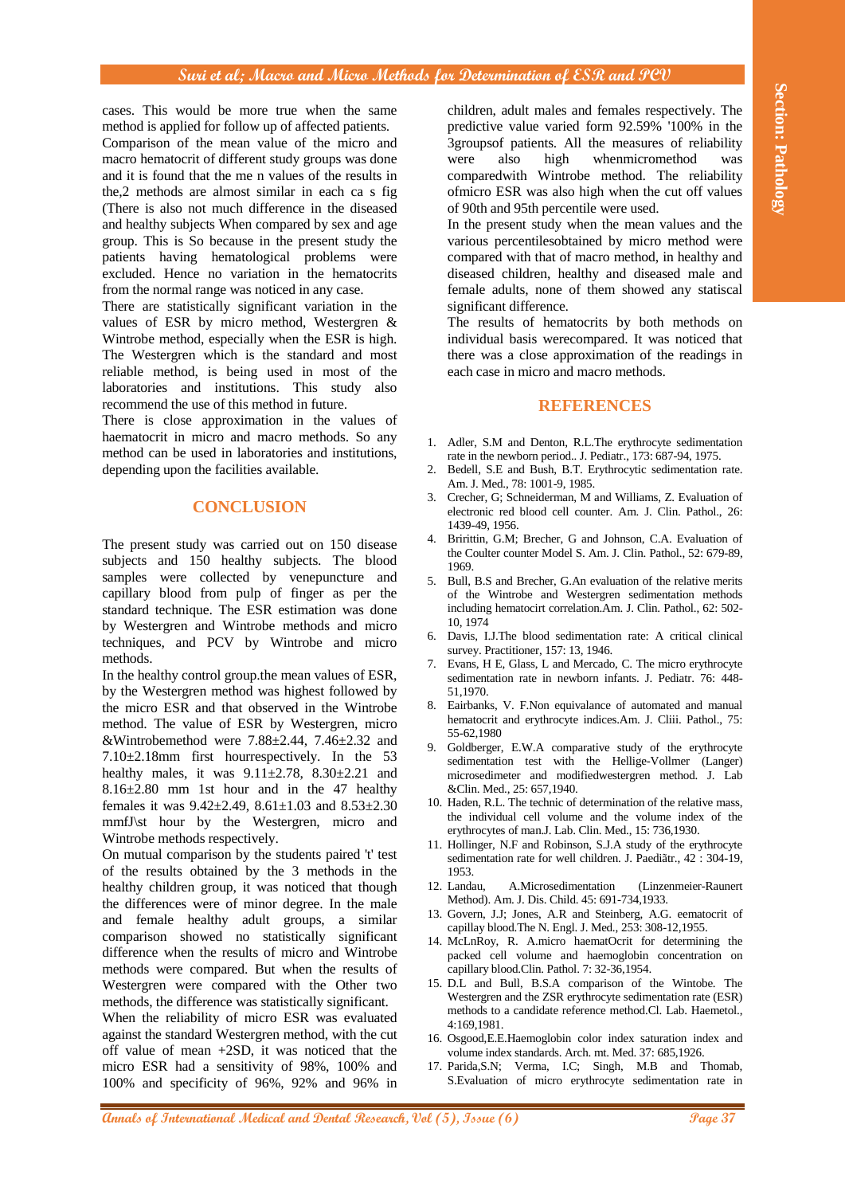cases. This would be more true when the same method is applied for follow up of affected patients.

Comparison of the mean value of the micro and macro hematocrit of different study groups was done and it is found that the me n values of the results in the,2 methods are almost similar in each ca s fig (There is also not much difference in the diseased and healthy subjects When compared by sex and age group. This is So because in the present study the patients having hematological problems were excluded. Hence no variation in the hematocrits from the normal range was noticed in any case.

There are statistically significant variation in the values of ESR by micro method, Westergren & Wintrobe method, especially when the ESR is high. The Westergren which is the standard and most reliable method, is being used in most of the laboratories and institutions. This study also recommend the use of this method in future.

There is close approximation in the values of haematocrit in micro and macro methods. So any method can be used in laboratories and institutions, depending upon the facilities available.

## CONCLUSION

The present study was carried out on 150 disease subjects and 150 healthy subjects. The blood samples were collected by venepuncture and capillary blood from pulp of finger as per the standard technique. The ESR estimation was done by Westergren and Wintrobe methods and micro techniques, and PCV by Wintrobe and micro methods.

In the healthy control group.the mean values of ESR, by the Westergren method was highest followed by the micro ESR and that observed in the Wintrobe method. The value of ESR by Westergren, micro &Wintrobemethod were 7.88±2.44, 7.46±2.32 and 7.10±2.18mm first hourrespectively. In the 53 healthy males, it was 9.11±2.78, 8.30±2.21 and 8.16±2.80 mm 1st hour and in the 47 healthy females it was 9.42±2.49, 8.61±1.03 and 8.53±2.30 mmfJ\st hour by the Westergren, micro and Wintrobe methods respectively.

On mutual comparison by the students paired 't' test of the results obtained by the 3 methods in the healthy children group, it was noticed that though the differences were of minor degree. In the male and female healthy adult groups, a similar comparison showed no statistically significant difference when the results of micro and Wintrobe methods were compared. But when the results of Westergren were compared with the Other two methods, the difference was statistically significant.

When the reliability of micro ESR was evaluated against the standard Westergren method, with the cut off value of mean +2SD, it was noticed that the micro ESR had a sensitivity of 98%, 100% and 100% and specificity of 96%, 92% and 96% in children, adult males and females respectively. The predictive value varied form 92.59% '100% in the 3groupsof patients. All the measures of reliability were also high whenmicromethod was comparedwith Wintrobe method. The reliability ofmicro ESR was also high when the cut off values of 90th and 95th percentile were used.

In the present study when the mean values and the various percentilesobtained by micro method were compared with that of macro method, in healthy and diseased children, healthy and diseased male and female adults, none of them showed any statiscal significant difference.

The results of hematocrits by both methods on individual basis werecompared. It was noticed that there was a close approximation of the readings in each case in micro and macro methods.

## REFERENCES

1. Adler, S.M and Denton, R.L.The erythrocyte sedimentation rate in the newborn period.. J. Pediatr., 173: 687-94, 1975.
2. Bedell, S.E and Bush, B.T. Erythrocytic sedimentation rate. Am. J. Med., 78: 1001-9, 1985.
3. Crecher, G; Schneiderman, M and Williams, Z. Evaluation of electronic red blood cell counter. Am. J. Clin. Pathol., 26: 1439-49, 1956.
4. Bririttin, G.M; Brecher, G and Johnson, C.A. Evaluation of the Coulter counter Model S. Am. J. Clin. Pathol., 52: 679-89, 1969.
5. Bull, B.S and Brecher, G.An evaluation of the relative merits of the Wintrobe and Westergren sedimentation methods including hematocirt correlation.Am. J. Clin. Pathol., 62: 502-10, 1974
6. Davis, I.J.The blood sedimentation rate: A critical clinical survey. Practitioner, 157: 13, 1946.
7. Evans, H E, Glass, L and Mercado, C. The micro erythrocyte sedimentation rate in newborn infants. J. Pediatr. 76: 448-51,1970.
8. Eairbanks, V. F.Non equivalance of automated and manual hematocrit and erythrocyte indices.Am. J. Cliii. Pathol., 75: 55-62,1980
9. Goldberger, E.W.A comparative study of the erythrocyte sedimentation test with the Hellige-Vollmer (Langer) microsedimeter and modifiedwestergren method. J. Lab &Clin. Med., 25: 657,1940.
10. Haden, R.L. The technic of determination of the relative mass, the individual cell volume and the volume index of the erythrocytes of man.J. Lab. Clin. Med., 15: 736,1930.
11. Hollinger, N.F and Robinson, S.J.A study of the erythrocyte sedimentation rate for well children. J. Paediãtr., 42 : 304-19, 1953.
12. Landau, A.Microsedimentation (Linzenmeier-Raunert Method). Am. J. Dis. Child. 45: 691-734,1933.
13. Govern, J.J; Jones, A.R and Steinberg, A.G. eematocrit of capillay blood.The N. Engl. J. Med., 253: 308-12,1955.
14. McLnRoy, R. A.micro haematOcrit for determining the packed cell volume and haemoglobin concentration on capillary blood.Clin. Pathol. 7: 32-36,1954.
15. D.L and Bull, B.S.A comparison of the Wintobe. The Westergren and the ZSR erythrocyte sedimentation rate (ESR) methods to a candidate reference method.Cl. Lab. Haemetol., 4:169,1981.
16. Osgood,E.E.Haemoglobin color index saturation index and volume index standards. Arch. mt. Med. 37: 685,1926.
17. Parida,S.N; Verma, I.C; Singh, M.B and Thomab, S.Evaluation of micro erythrocyte sedimentation rate in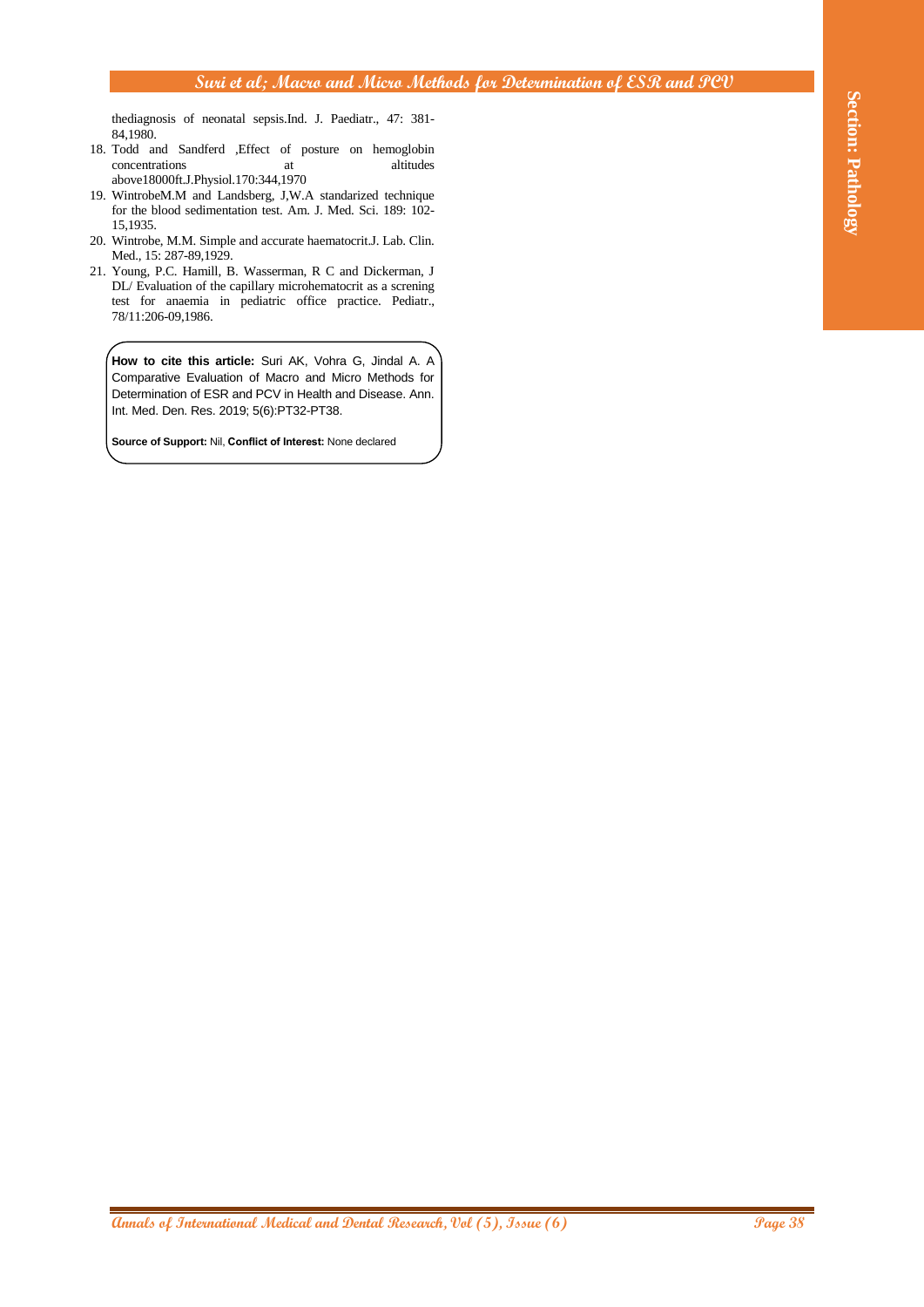thediagnosis of neonatal sepsis.Ind. J. Paediatr., 47: 381-84,1980.

18. Todd and Sandferd ,Effect of posture on hemoglobin concentrations at altitudes above18000ft.J.Physiol.170:344,1970
19. WintrobeM.M and Landsberg, J,W.A standarized technique for the blood sedimentation test. Am. J. Med. Sci. 189: 102-15,1935.
20. Wintrobe, M.M. Simple and accurate haematocrit.J. Lab. Clin. Med., 15: 287-89,1929.
21. Young, P.C. Hamill, B. Wasserman, R C and Dickerman, J DL/ Evaluation of the capillary microhematocrit as a screning test for anaemia in pediatric office practice. Pediatr., 78/11:206-09,1986.

**How to cite this article:** Suri AK, Vohra G, Jindal A. A Comparative Evaluation of Macro and Micro Methods for Determination of ESR and PCV in Health and Disease. Ann. Int. Med. Den. Res. 2019; 5(6):PT32-PT38.

**Source of Support:** Nil, **Conflict of Interest:** None declared